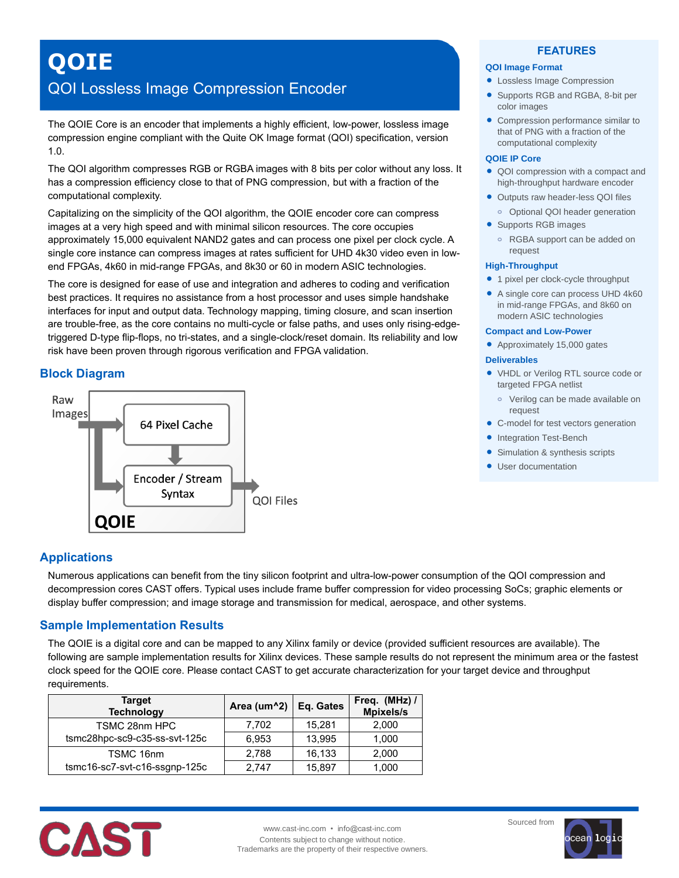# QOIE

## QOI Lossless Image Compression Encoder

The QOIE Core is an encoder that implements a highly efficient, low-power, lossless image compression engine compliant with the Quite OK Image format (QOI) specification, version 1.0.

The QOI algorithm compresses RGB or RGBA images with 8 bits per color without any loss. It has a compression efficiency close to that of PNG compression, but with a fraction of the computational complexity.

Capitalizing on the simplicity of the QOI algorithm, the QOIE encoder core can compress images at a very high speed and with minimal silicon resources. The core occupies approximately 15,000 equivalent NAND2 gates and can process one pixel per clock cycle. A single core instance can compress images at rates sufficient for UHD 4k30 video even in low-end FPGAs, 4k60 in mid-range FPGAs, and 8k30 or 60 in modern ASIC technologies.

The core is designed for ease of use and integration and adheres to coding and verification best practices. It requires no assistance from a host processor and uses simple handshake interfaces for input and output data. Technology mapping, timing closure, and scan insertion are trouble-free, as the core contains no multi-cycle or false paths, and uses only rising-edge-triggered D-type flip-flops, no tri-states, and a single-clock/reset domain. Its reliability and low risk have been proven through rigorous verification and FPGA validation.

## Block Diagram

Raw Images → 64 Pixel Cache → Encoder / Stream Syntax → QOI Files

QOIE

## Applications

Numerous applications can benefit from the tiny silicon footprint and ultra-low-power consumption of the QOI compression and decompression cores CAST offers. Typical uses include frame buffer compression for video processing SoCs; graphic elements or display buffer compression; and image storage and transmission for medical, aerospace, and other systems.

## Sample Implementation Results

The QOIE is a digital core and can be mapped to any Xilinx family or device (provided sufficient resources are available). The following are sample implementation results for Xilinx devices. These sample results do not represent the minimum area or the fastest clock speed for the QOIE core. Please contact CAST to get accurate characterization for your target device and throughput requirements.

| Target Technology | Area (um^2) | Eq. Gates | Freq. (MHz) / Mpixels/s |
|---|---|---|---|
| TSMC 28nm HPC tsmc28hpc-sc9-c35-ss-svt-125c | 7,702 | 15,281 | 2,000 |
| | 6,953 | 13,995 | 1,000 |
| TSMC 16nm tsmc16-sc7-svt-c16-ssgnp-125c | 2,788 | 16,133 | 2,000 |
| | 2,747 | 15,897 | 1,000 |

## FEATURES

### QOI Image Format

- Lossless Image Compression
- Supports RGB and RGBA, 8-bit per color images
- Compression performance similar to that of PNG with a fraction of the computational complexity

### QOIE IP Core

- QOI compression with a compact and high-throughput hardware encoder
- Outputs raw header-less QOI files
  - Optional QOI header generation
- Supports RGB images
  - RGBA support can be added on request

### High-Throughput

- 1 pixel per clock-cycle throughput
- A single core can process UHD 4k60 in mid-range FPGAs, and 8k60 on modern ASIC technologies

### Compact and Low-Power

- Approximately 15,000 gates

### Deliverables

- VHDL or Verilog RTL source code or targeted FPGA netlist
  - Verilog can be made available on request
- C-model for test vectors generation
- Integration Test-Bench
- Simulation & synthesis scripts
- User documentation

CAST

www.cast-inc.com • info@cast-inc.com
Contents subject to change without notice.
Trademarks are the property of their respective owners.

Sourced from ocean logic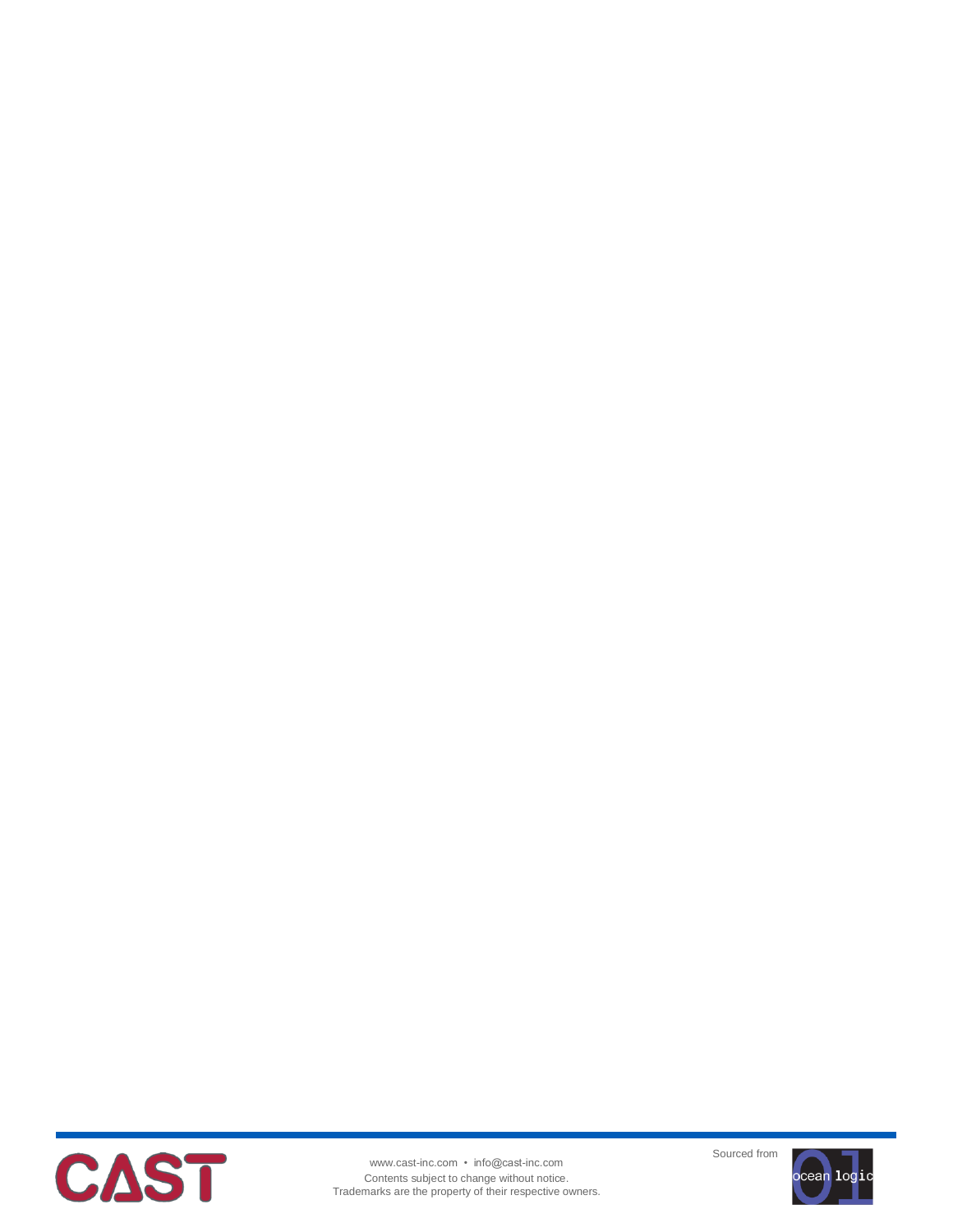CAST

www.cast-inc.com • info@cast-inc.com
Contents subject to change without notice.
Trademarks are the property of their respective owners.

Sourced from

ocean logic